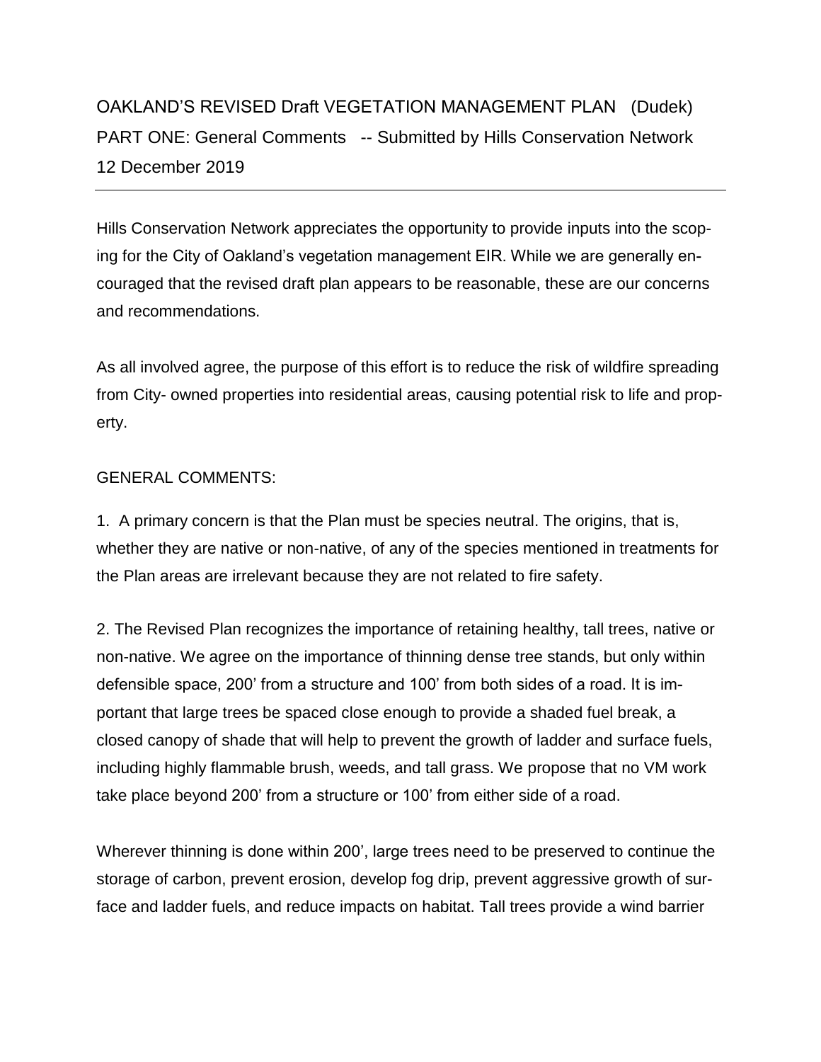# OAKLAND'S REVISED Draft VEGETATION MANAGEMENT PLAN (Dudek)

## PART ONE: General Comments -- Submitted by Hills Conservation Network

12 December 2019

---

Hills Conservation Network appreciates the opportunity to provide inputs into the scoping for the City of Oakland's vegetation management EIR. While we are generally encouraged that the revised draft plan appears to be reasonable, these are our concerns and recommendations.

As all involved agree, the purpose of this effort is to reduce the risk of wildfire spreading from City- owned properties into residential areas, causing potential risk to life and property.

GENERAL COMMENTS:

1. A primary concern is that the Plan must be species neutral. The origins, that is, whether they are native or non-native, of any of the species mentioned in treatments for the Plan areas are irrelevant because they are not related to fire safety.

2. The Revised Plan recognizes the importance of retaining healthy, tall trees, native or non-native. We agree on the importance of thinning dense tree stands, but only within defensible space, 200' from a structure and 100' from both sides of a road. It is important that large trees be spaced close enough to provide a shaded fuel break, a closed canopy of shade that will help to prevent the growth of ladder and surface fuels, including highly flammable brush, weeds, and tall grass. We propose that no VM work take place beyond 200' from a structure or 100' from either side of a road.

Wherever thinning is done within 200', large trees need to be preserved to continue the storage of carbon, prevent erosion, develop fog drip, prevent aggressive growth of surface and ladder fuels, and reduce impacts on habitat. Tall trees provide a wind barrier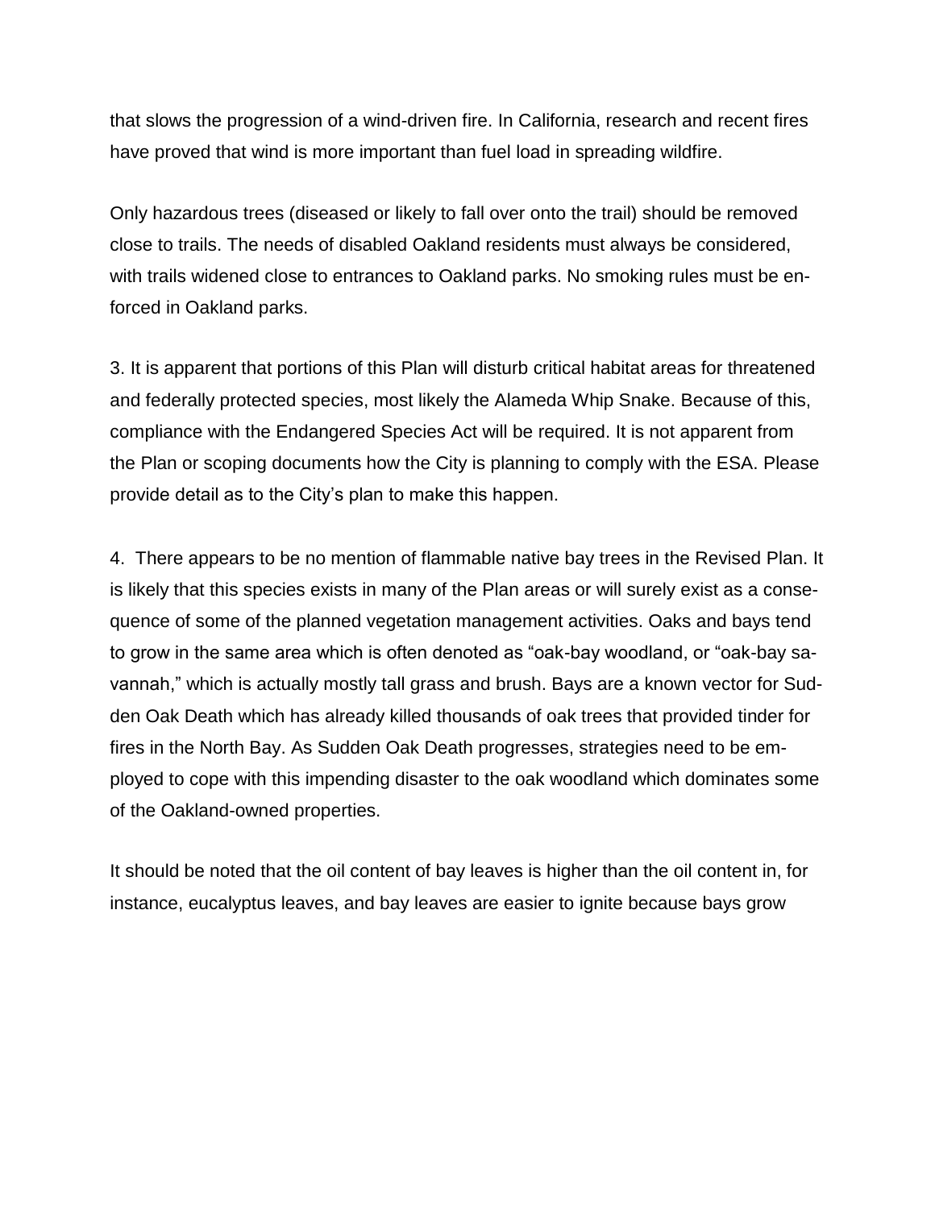that slows the progression of a wind-driven fire. In California, research and recent fires have proved that wind is more important than fuel load in spreading wildfire.

Only hazardous trees (diseased or likely to fall over onto the trail) should be removed close to trails. The needs of disabled Oakland residents must always be considered, with trails widened close to entrances to Oakland parks. No smoking rules must be enforced in Oakland parks.

3. It is apparent that portions of this Plan will disturb critical habitat areas for threatened and federally protected species, most likely the Alameda Whip Snake. Because of this, compliance with the Endangered Species Act will be required. It is not apparent from the Plan or scoping documents how the City is planning to comply with the ESA. Please provide detail as to the City's plan to make this happen.

4. There appears to be no mention of flammable native bay trees in the Revised Plan. It is likely that this species exists in many of the Plan areas or will surely exist as a consequence of some of the planned vegetation management activities. Oaks and bays tend to grow in the same area which is often denoted as "oak-bay woodland, or "oak-bay savannah," which is actually mostly tall grass and brush. Bays are a known vector for Sudden Oak Death which has already killed thousands of oak trees that provided tinder for fires in the North Bay. As Sudden Oak Death progresses, strategies need to be employed to cope with this impending disaster to the oak woodland which dominates some of the Oakland-owned properties.

It should be noted that the oil content of bay leaves is higher than the oil content in, for instance, eucalyptus leaves, and bay leaves are easier to ignite because bays grow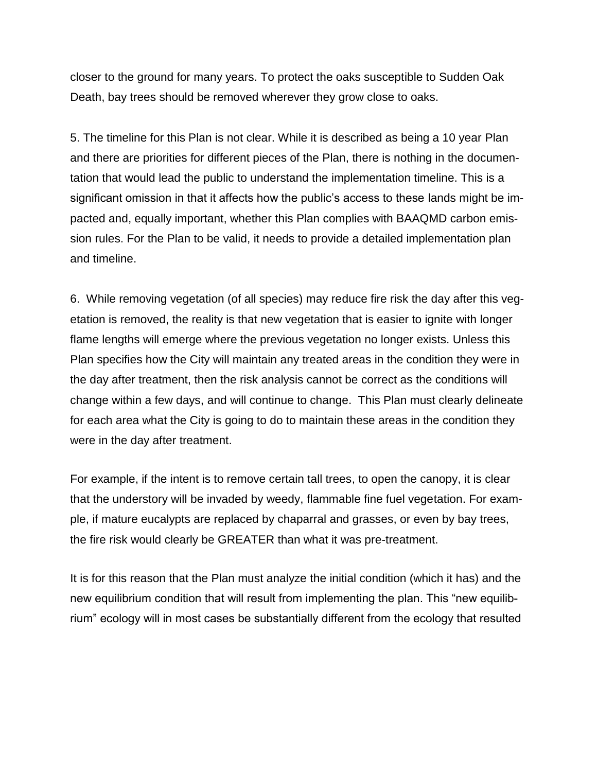closer to the ground for many years. To protect the oaks susceptible to Sudden Oak Death, bay trees should be removed wherever they grow close to oaks.

5. The timeline for this Plan is not clear. While it is described as being a 10 year Plan and there are priorities for different pieces of the Plan, there is nothing in the documentation that would lead the public to understand the implementation timeline. This is a significant omission in that it affects how the public's access to these lands might be impacted and, equally important, whether this Plan complies with BAAQMD carbon emission rules. For the Plan to be valid, it needs to provide a detailed implementation plan and timeline.

6. While removing vegetation (of all species) may reduce fire risk the day after this vegetation is removed, the reality is that new vegetation that is easier to ignite with longer flame lengths will emerge where the previous vegetation no longer exists. Unless this Plan specifies how the City will maintain any treated areas in the condition they were in the day after treatment, then the risk analysis cannot be correct as the conditions will change within a few days, and will continue to change. This Plan must clearly delineate for each area what the City is going to do to maintain these areas in the condition they were in the day after treatment.

For example, if the intent is to remove certain tall trees, to open the canopy, it is clear that the understory will be invaded by weedy, flammable fine fuel vegetation. For example, if mature eucalypts are replaced by chaparral and grasses, or even by bay trees, the fire risk would clearly be GREATER than what it was pre-treatment.

It is for this reason that the Plan must analyze the initial condition (which it has) and the new equilibrium condition that will result from implementing the plan. This "new equilibrium" ecology will in most cases be substantially different from the ecology that resulted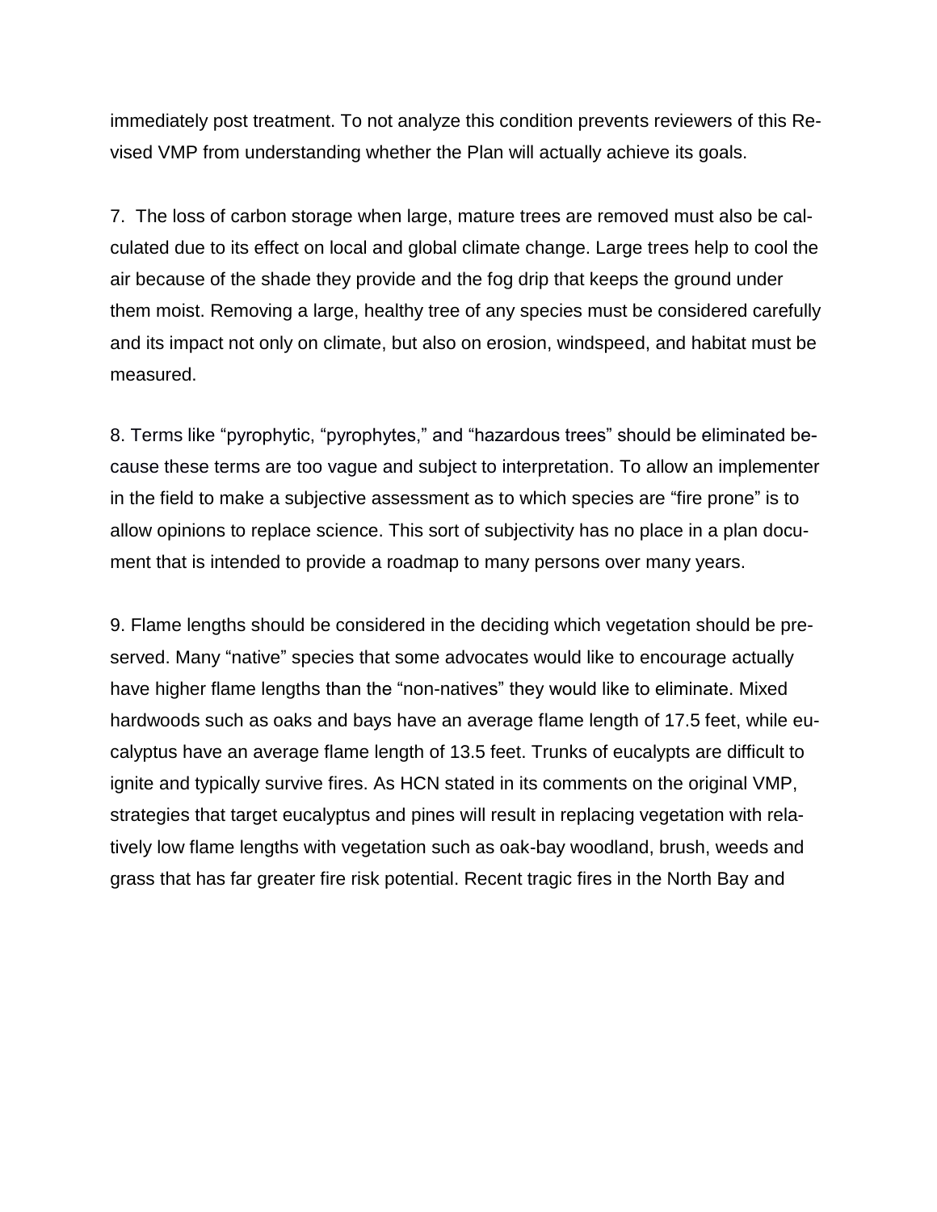immediately post treatment. To not analyze this condition prevents reviewers of this Revised VMP from understanding whether the Plan will actually achieve its goals.

7. The loss of carbon storage when large, mature trees are removed must also be calculated due to its effect on local and global climate change. Large trees help to cool the air because of the shade they provide and the fog drip that keeps the ground under them moist. Removing a large, healthy tree of any species must be considered carefully and its impact not only on climate, but also on erosion, windspeed, and habitat must be measured.

8. Terms like "pyrophytic, "pyrophytes," and "hazardous trees" should be eliminated because these terms are too vague and subject to interpretation. To allow an implementer in the field to make a subjective assessment as to which species are "fire prone" is to allow opinions to replace science. This sort of subjectivity has no place in a plan document that is intended to provide a roadmap to many persons over many years.

9. Flame lengths should be considered in the deciding which vegetation should be preserved. Many "native" species that some advocates would like to encourage actually have higher flame lengths than the "non-natives" they would like to eliminate. Mixed hardwoods such as oaks and bays have an average flame length of 17.5 feet, while eucalyptus have an average flame length of 13.5 feet. Trunks of eucalypts are difficult to ignite and typically survive fires. As HCN stated in its comments on the original VMP, strategies that target eucalyptus and pines will result in replacing vegetation with relatively low flame lengths with vegetation such as oak-bay woodland, brush, weeds and grass that has far greater fire risk potential. Recent tragic fires in the North Bay and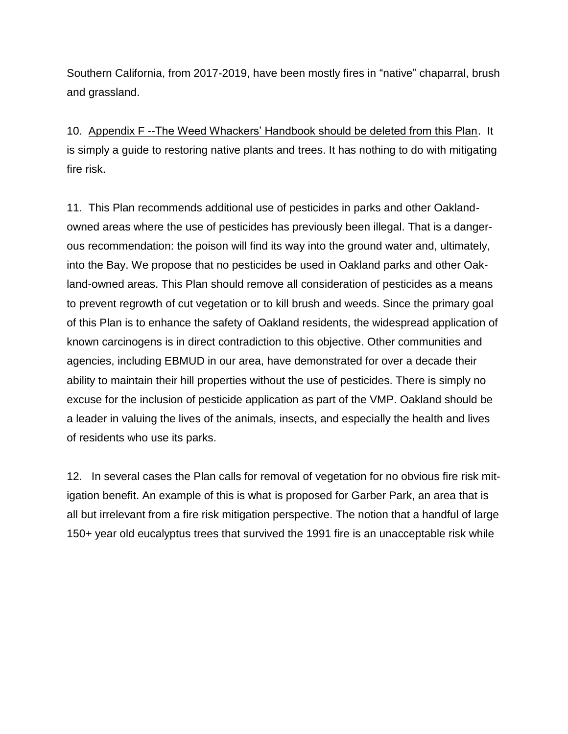Southern California, from 2017-2019, have been mostly fires in “native” chaparral, brush and grassland.

10. Appendix F --The Weed Whackers’ Handbook should be deleted from this Plan. It is simply a guide to restoring native plants and trees. It has nothing to do with mitigating fire risk.

11. This Plan recommends additional use of pesticides in parks and other Oakland-owned areas where the use of pesticides has previously been illegal. That is a dangerous recommendation: the poison will find its way into the ground water and, ultimately, into the Bay. We propose that no pesticides be used in Oakland parks and other Oakland-owned areas. This Plan should remove all consideration of pesticides as a means to prevent regrowth of cut vegetation or to kill brush and weeds. Since the primary goal of this Plan is to enhance the safety of Oakland residents, the widespread application of known carcinogens is in direct contradiction to this objective. Other communities and agencies, including EBMUD in our area, have demonstrated for over a decade their ability to maintain their hill properties without the use of pesticides. There is simply no excuse for the inclusion of pesticide application as part of the VMP. Oakland should be a leader in valuing the lives of the animals, insects, and especially the health and lives of residents who use its parks.

12. In several cases the Plan calls for removal of vegetation for no obvious fire risk mitigation benefit. An example of this is what is proposed for Garber Park, an area that is all but irrelevant from a fire risk mitigation perspective. The notion that a handful of large 150+ year old eucalyptus trees that survived the 1991 fire is an unacceptable risk while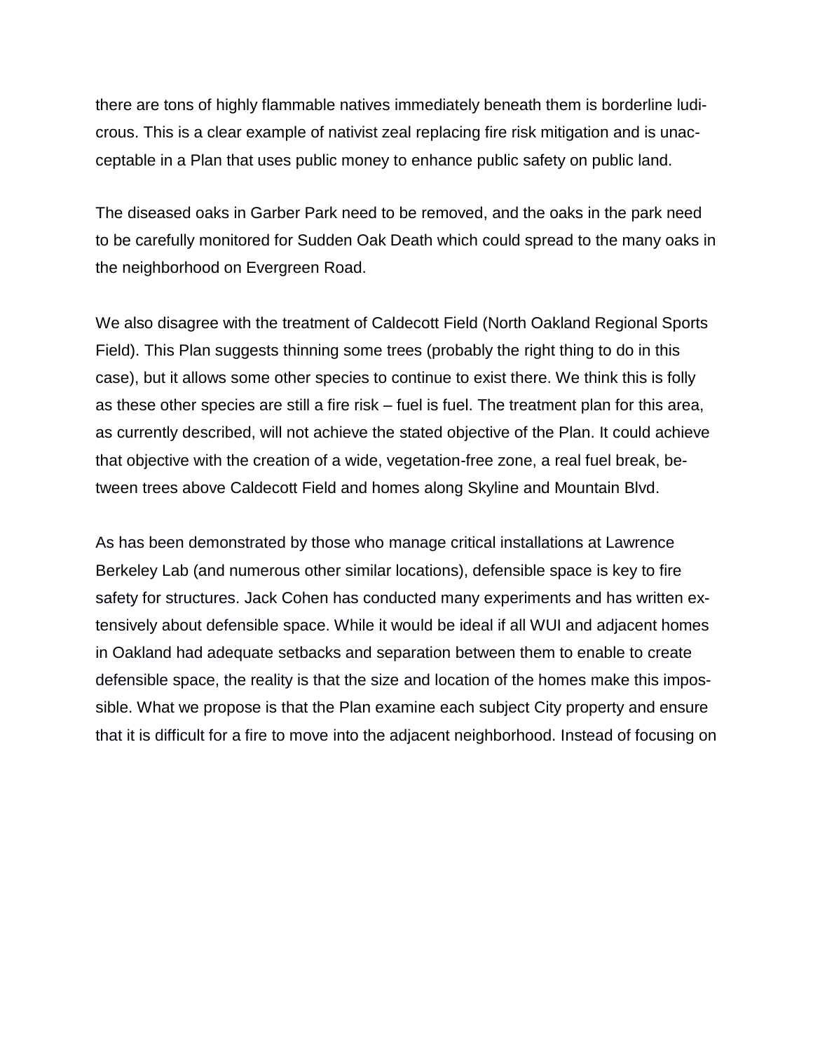there are tons of highly flammable natives immediately beneath them is borderline ludicrous. This is a clear example of nativist zeal replacing fire risk mitigation and is unacceptable in a Plan that uses public money to enhance public safety on public land.

The diseased oaks in Garber Park need to be removed, and the oaks in the park need to be carefully monitored for Sudden Oak Death which could spread to the many oaks in the neighborhood on Evergreen Road.

We also disagree with the treatment of Caldecott Field (North Oakland Regional Sports Field). This Plan suggests thinning some trees (probably the right thing to do in this case), but it allows some other species to continue to exist there. We think this is folly as these other species are still a fire risk – fuel is fuel. The treatment plan for this area, as currently described, will not achieve the stated objective of the Plan. It could achieve that objective with the creation of a wide, vegetation-free zone, a real fuel break, between trees above Caldecott Field and homes along Skyline and Mountain Blvd.

As has been demonstrated by those who manage critical installations at Lawrence Berkeley Lab (and numerous other similar locations), defensible space is key to fire safety for structures. Jack Cohen has conducted many experiments and has written extensively about defensible space. While it would be ideal if all WUI and adjacent homes in Oakland had adequate setbacks and separation between them to enable to create defensible space, the reality is that the size and location of the homes make this impossible. What we propose is that the Plan examine each subject City property and ensure that it is difficult for a fire to move into the adjacent neighborhood. Instead of focusing on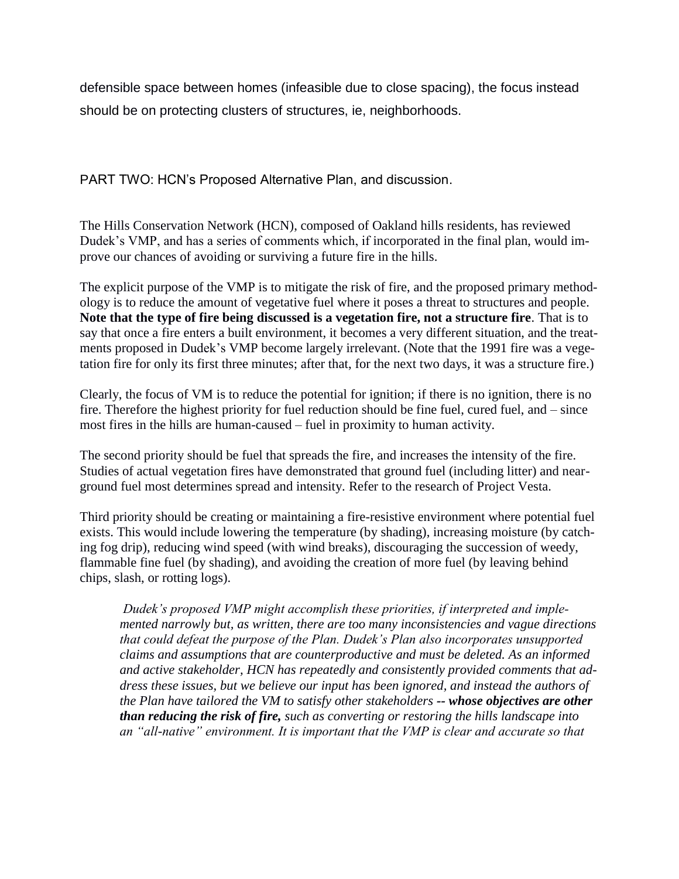defensible space between homes (infeasible due to close spacing), the focus instead should be on protecting clusters of structures, ie, neighborhoods.

PART TWO: HCN's Proposed Alternative Plan, and discussion.

The Hills Conservation Network (HCN), composed of Oakland hills residents, has reviewed Dudek's VMP, and has a series of comments which, if incorporated in the final plan, would improve our chances of avoiding or surviving a future fire in the hills.

The explicit purpose of the VMP is to mitigate the risk of fire, and the proposed primary methodology is to reduce the amount of vegetative fuel where it poses a threat to structures and people. **Note that the type of fire being discussed is a vegetation fire, not a structure fire**. That is to say that once a fire enters a built environment, it becomes a very different situation, and the treatments proposed in Dudek's VMP become largely irrelevant. (Note that the 1991 fire was a vegetation fire for only its first three minutes; after that, for the next two days, it was a structure fire.)

Clearly, the focus of VM is to reduce the potential for ignition; if there is no ignition, there is no fire. Therefore the highest priority for fuel reduction should be fine fuel, cured fuel, and – since most fires in the hills are human-caused – fuel in proximity to human activity.

The second priority should be fuel that spreads the fire, and increases the intensity of the fire. Studies of actual vegetation fires have demonstrated that ground fuel (including litter) and near-ground fuel most determines spread and intensity. Refer to the research of Project Vesta.

Third priority should be creating or maintaining a fire-resistive environment where potential fuel exists. This would include lowering the temperature (by shading), increasing moisture (by catching fog drip), reducing wind speed (with wind breaks), discouraging the succession of weedy, flammable fine fuel (by shading), and avoiding the creation of more fuel (by leaving behind chips, slash, or rotting logs).

> *Dudek's proposed VMP might accomplish these priorities, if interpreted and implemented narrowly but, as written, there are too many inconsistencies and vague directions that could defeat the purpose of the Plan. Dudek's Plan also incorporates unsupported claims and assumptions that are counterproductive and must be deleted. As an informed and active stakeholder, HCN has repeatedly and consistently provided comments that address these issues, but we believe our input has been ignored, and instead the authors of the Plan have tailored the VM to satisfy other stakeholders* ***-- whose objectives are other than reducing the risk of fire,*** *such as converting or restoring the hills landscape into an "all-native" environment. It is important that the VMP is clear and accurate so that*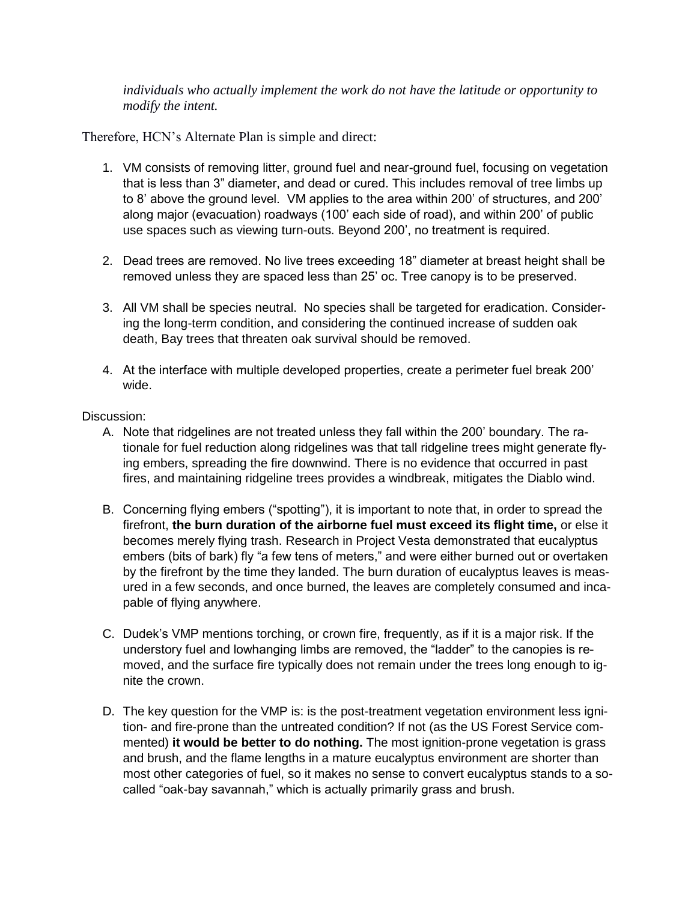*individuals who actually implement the work do not have the latitude or opportunity to modify the intent.*

Therefore, HCN's Alternate Plan is simple and direct:

1. VM consists of removing litter, ground fuel and near-ground fuel, focusing on vegetation that is less than 3" diameter, and dead or cured. This includes removal of tree limbs up to 8' above the ground level. VM applies to the area within 200' of structures, and 200' along major (evacuation) roadways (100' each side of road), and within 200' of public use spaces such as viewing turn-outs. Beyond 200', no treatment is required.

2. Dead trees are removed. No live trees exceeding 18" diameter at breast height shall be removed unless they are spaced less than 25' oc. Tree canopy is to be preserved.

3. All VM shall be species neutral. No species shall be targeted for eradication. Considering the long-term condition, and considering the continued increase of sudden oak death, Bay trees that threaten oak survival should be removed.

4. At the interface with multiple developed properties, create a perimeter fuel break 200' wide.

Discussion:

A. Note that ridgelines are not treated unless they fall within the 200' boundary. The rationale for fuel reduction along ridgelines was that tall ridgeline trees might generate flying embers, spreading the fire downwind. There is no evidence that occurred in past fires, and maintaining ridgeline trees provides a windbreak, mitigates the Diablo wind.

B. Concerning flying embers ("spotting"), it is important to note that, in order to spread the firefront, **the burn duration of the airborne fuel must exceed its flight time,** or else it becomes merely flying trash. Research in Project Vesta demonstrated that eucalyptus embers (bits of bark) fly "a few tens of meters," and were either burned out or overtaken by the firefront by the time they landed. The burn duration of eucalyptus leaves is measured in a few seconds, and once burned, the leaves are completely consumed and incapable of flying anywhere.

C. Dudek's VMP mentions torching, or crown fire, frequently, as if it is a major risk. If the understory fuel and lowhanging limbs are removed, the "ladder" to the canopies is removed, and the surface fire typically does not remain under the trees long enough to ignite the crown.

D. The key question for the VMP is: is the post-treatment vegetation environment less ignition- and fire-prone than the untreated condition? If not (as the US Forest Service commented) **it would be better to do nothing.** The most ignition-prone vegetation is grass and brush, and the flame lengths in a mature eucalyptus environment are shorter than most other categories of fuel, so it makes no sense to convert eucalyptus stands to a so-called "oak-bay savannah," which is actually primarily grass and brush.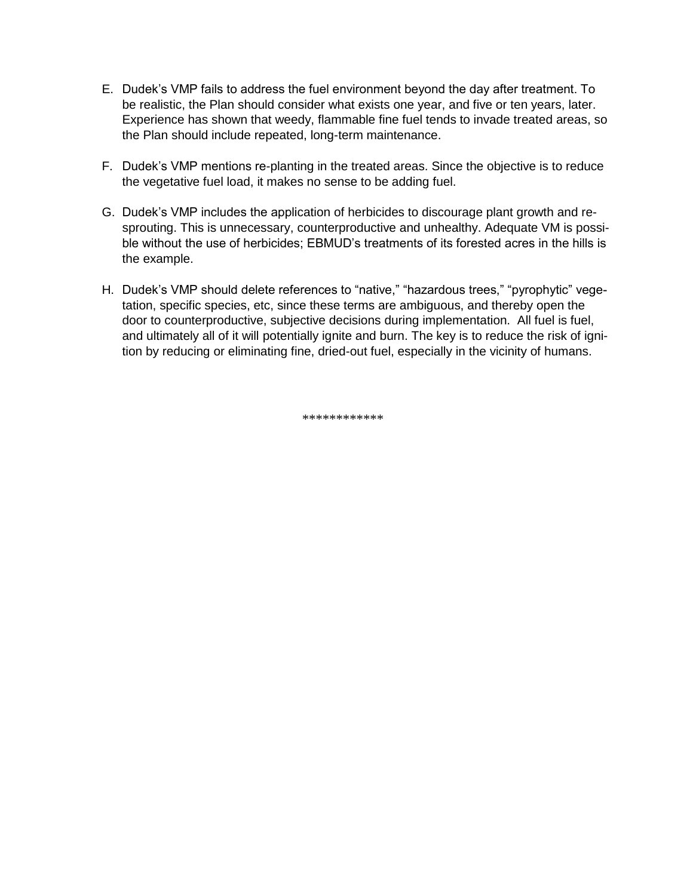E. Dudek's VMP fails to address the fuel environment beyond the day after treatment. To be realistic, the Plan should consider what exists one year, and five or ten years, later. Experience has shown that weedy, flammable fine fuel tends to invade treated areas, so the Plan should include repeated, long-term maintenance.

F. Dudek's VMP mentions re-planting in the treated areas. Since the objective is to reduce the vegetative fuel load, it makes no sense to be adding fuel.

G. Dudek's VMP includes the application of herbicides to discourage plant growth and re-sprouting. This is unnecessary, counterproductive and unhealthy. Adequate VM is possible without the use of herbicides; EBMUD's treatments of its forested acres in the hills is the example.

H. Dudek's VMP should delete references to "native," "hazardous trees," "pyrophytic" vegetation, specific species, etc, since these terms are ambiguous, and thereby open the door to counterproductive, subjective decisions during implementation. All fuel is fuel, and ultimately all of it will potentially ignite and burn. The key is to reduce the risk of ignition by reducing or eliminating fine, dried-out fuel, especially in the vicinity of humans.

************